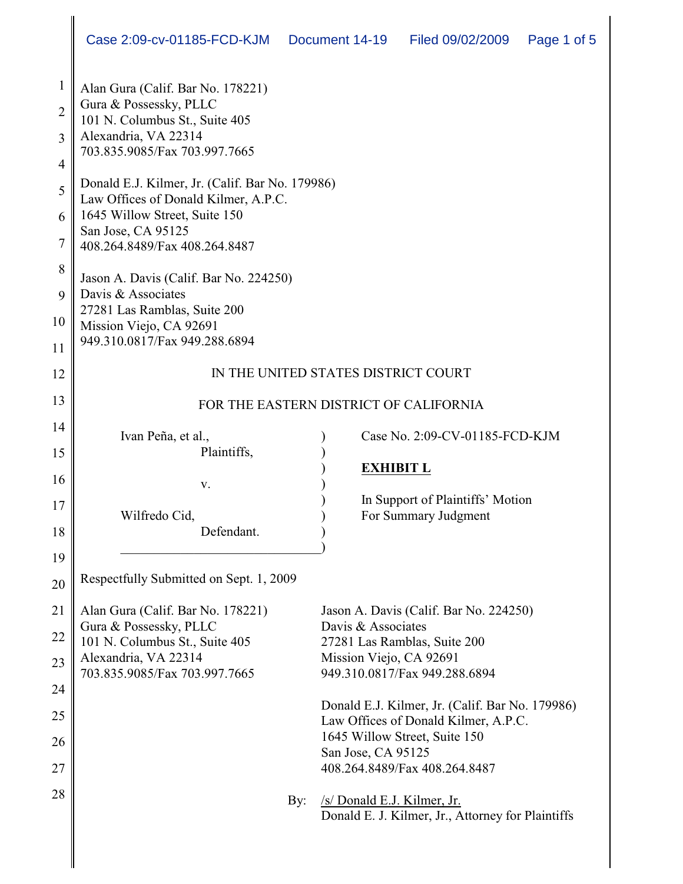Alan Gura (Calif. Bar No. 178221)
Gura & Possessky, PLLC
101 N. Columbus St., Suite 405
Alexandria, VA 22314
703.835.9085/Fax 703.997.7665

Donald E.J. Kilmer, Jr. (Calif. Bar No. 179986)
Law Offices of Donald Kilmer, A.P.C.
1645 Willow Street, Suite 150
San Jose, CA 95125
408.264.8489/Fax 408.264.8487

Jason A. Davis (Calif. Bar No. 224250)
Davis & Associates
27281 Las Ramblas, Suite 200
Mission Viejo, CA 92691
949.310.0817/Fax 949.288.6894

IN THE UNITED STATES DISTRICT COURT

FOR THE EASTERN DISTRICT OF CALIFORNIA

Ivan Peña, et al.,
Plaintiffs,

v.

Wilfredo Cid,
Defendant.

Case No. 2:09-CV-01185-FCD-KJM

**EXHIBIT L**

In Support of Plaintiffs' Motion For Summary Judgment

Respectfully Submitted on Sept. 1, 2009

Alan Gura (Calif. Bar No. 178221)
Gura & Possessky, PLLC
101 N. Columbus St., Suite 405
Alexandria, VA 22314
703.835.9085/Fax 703.997.7665

Jason A. Davis (Calif. Bar No. 224250)
Davis & Associates
27281 Las Ramblas, Suite 200
Mission Viejo, CA 92691
949.310.0817/Fax 949.288.6894

Donald E.J. Kilmer, Jr. (Calif. Bar No. 179986)
Law Offices of Donald Kilmer, A.P.C.
1645 Willow Street, Suite 150
San Jose, CA 95125
408.264.8489/Fax 408.264.8487

By: /s/ Donald E.J. Kilmer, Jr.
Donald E. J. Kilmer, Jr., Attorney for Plaintiffs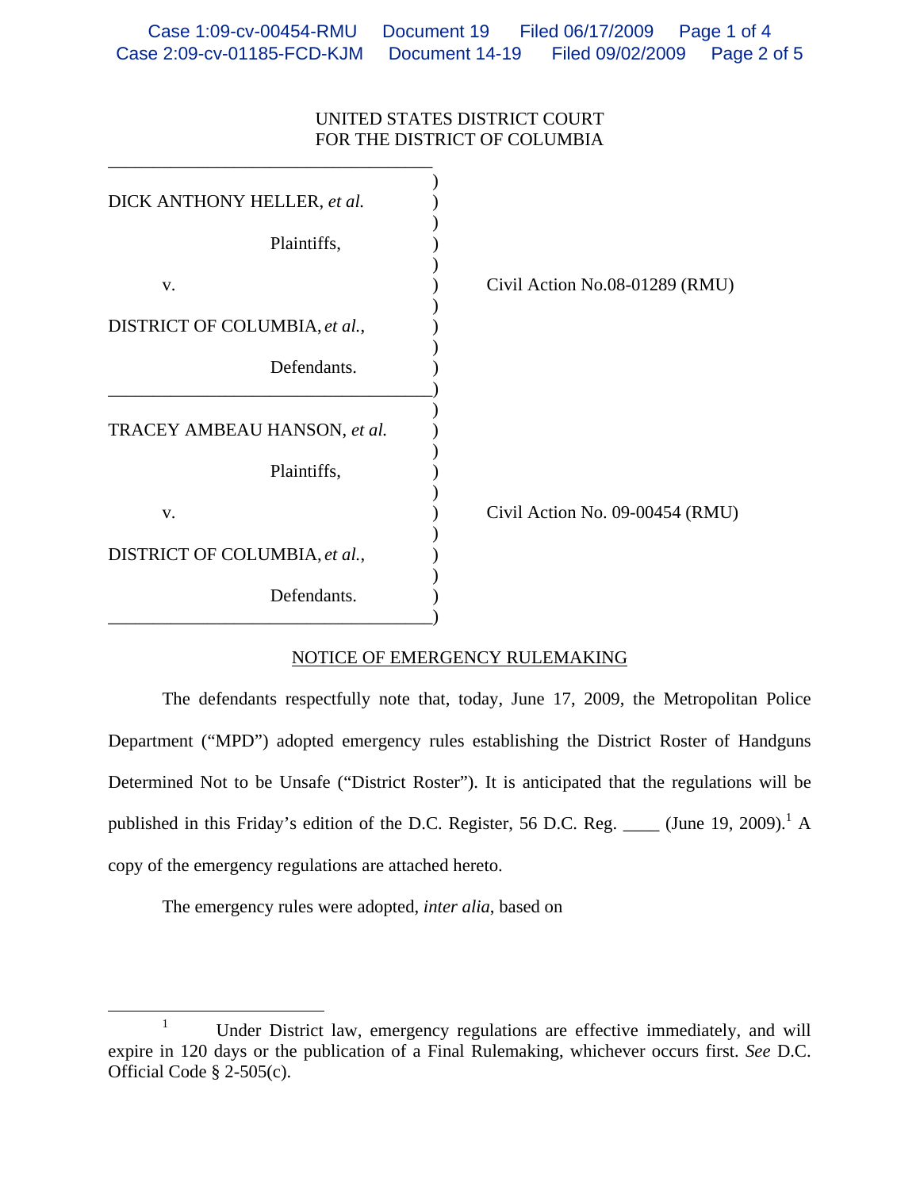UNITED STATES DISTRICT COURT
FOR THE DISTRICT OF COLUMBIA

| | | |
|---|---|---|
| DICK ANTHONY HELLER, *et al.*<br><br>Plaintiffs,<br><br>v.<br><br>DISTRICT OF COLUMBIA, *et al.*,<br><br>Defendants. | ) | Civil Action No.08-01289 (RMU) |
| TRACEY AMBEAU HANSON, *et al.*<br><br>Plaintiffs,<br><br>v.<br><br>DISTRICT OF COLUMBIA, *et al.*,<br><br>Defendants. | ) | Civil Action No. 09-00454 (RMU) |

## NOTICE OF EMERGENCY RULEMAKING

The defendants respectfully note that, today, June 17, 2009, the Metropolitan Police Department ("MPD") adopted emergency rules establishing the District Roster of Handguns Determined Not to be Unsafe ("District Roster"). It is anticipated that the regulations will be published in this Friday's edition of the D.C. Register, 56 D.C. Reg. ____ (June 19, 2009).[1] A copy of the emergency regulations are attached hereto.

The emergency rules were adopted, *inter alia*, based on

[1] Under District law, emergency regulations are effective immediately, and will expire in 120 days or the publication of a Final Rulemaking, whichever occurs first. *See* D.C. Official Code § 2-505(c).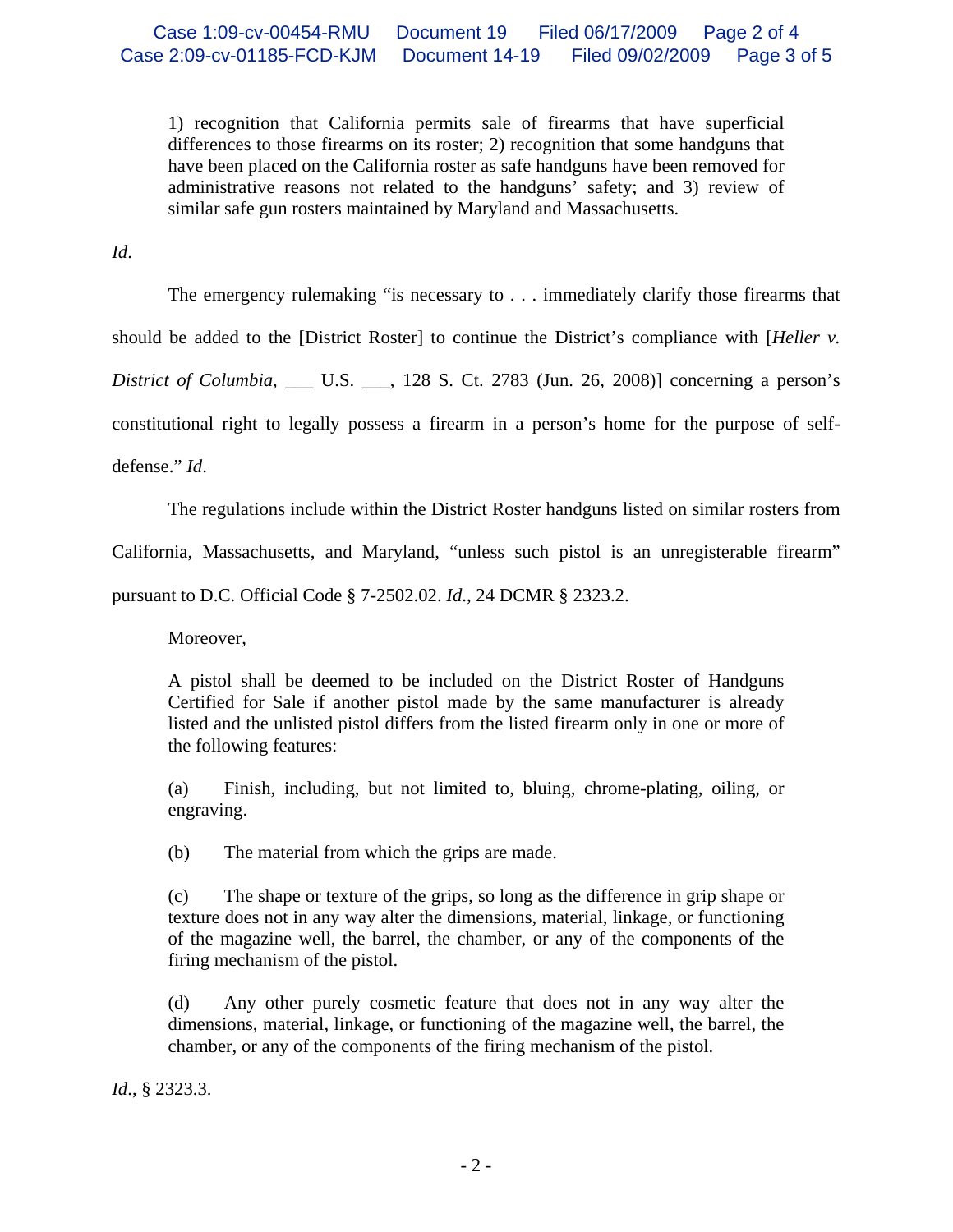> 1) recognition that California permits sale of firearms that have superficial differences to those firearms on its roster; 2) recognition that some handguns that have been placed on the California roster as safe handguns have been removed for administrative reasons not related to the handguns' safety; and 3) review of similar safe gun rosters maintained by Maryland and Massachusetts.

*Id*.

The emergency rulemaking "is necessary to . . . immediately clarify those firearms that should be added to the [District Roster] to continue the District's compliance with [*Heller v. District of Columbia*, ___ U.S. ___, 128 S. Ct. 2783 (Jun. 26, 2008)] concerning a person's constitutional right to legally possess a firearm in a person's home for the purpose of self-defense." *Id*.

The regulations include within the District Roster handguns listed on similar rosters from California, Massachusetts, and Maryland, "unless such pistol is an unregisterable firearm" pursuant to D.C. Official Code § 7-2502.02. *Id*., 24 DCMR § 2323.2.

Moreover,

> A pistol shall be deemed to be included on the District Roster of Handguns Certified for Sale if another pistol made by the same manufacturer is already listed and the unlisted pistol differs from the listed firearm only in one or more of the following features:
>
> (a) Finish, including, but not limited to, bluing, chrome-plating, oiling, or engraving.
>
> (b) The material from which the grips are made.
>
> (c) The shape or texture of the grips, so long as the difference in grip shape or texture does not in any way alter the dimensions, material, linkage, or functioning of the magazine well, the barrel, the chamber, or any of the components of the firing mechanism of the pistol.
>
> (d) Any other purely cosmetic feature that does not in any way alter the dimensions, material, linkage, or functioning of the magazine well, the barrel, the chamber, or any of the components of the firing mechanism of the pistol.

*Id*., § 2323.3.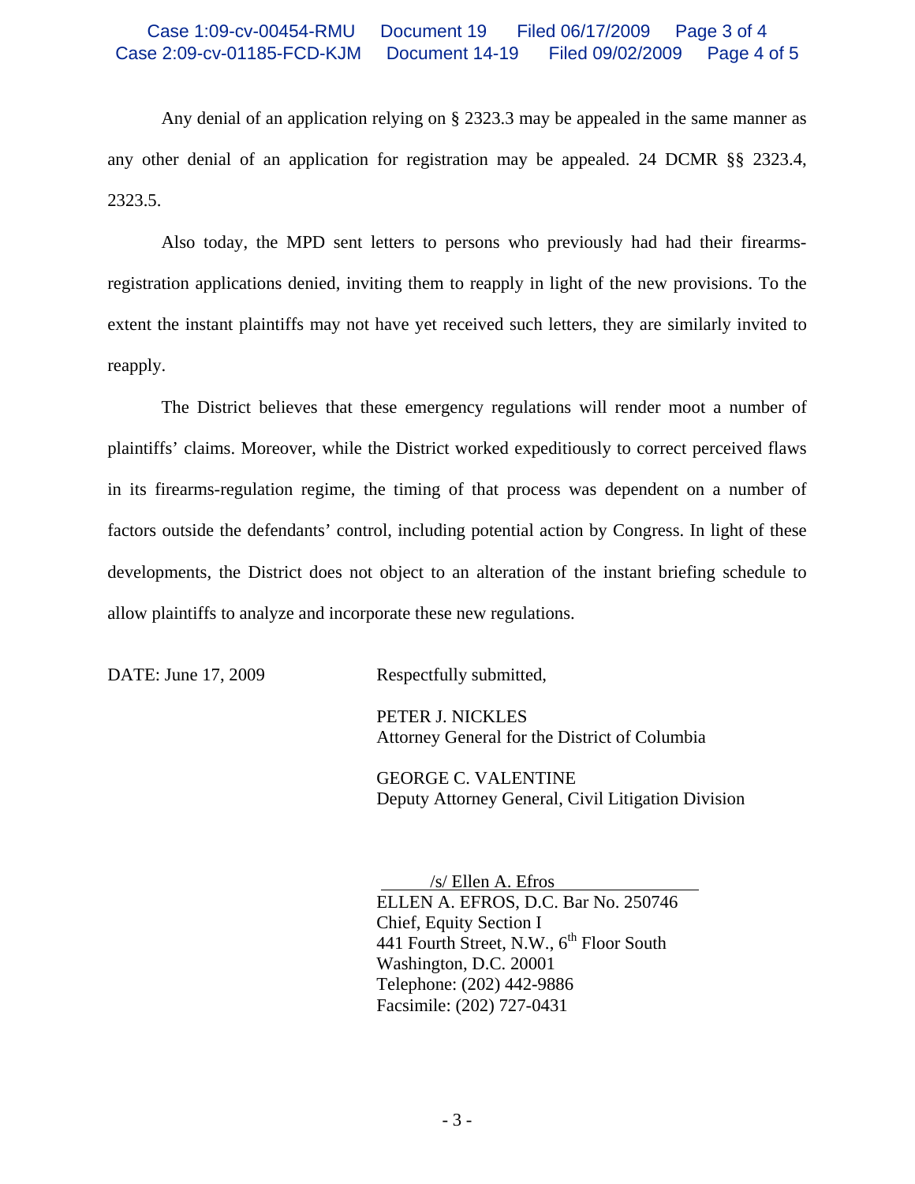Any denial of an application relying on § 2323.3 may be appealed in the same manner as any other denial of an application for registration may be appealed. 24 DCMR §§ 2323.4, 2323.5.

Also today, the MPD sent letters to persons who previously had had their firearms-registration applications denied, inviting them to reapply in light of the new provisions. To the extent the instant plaintiffs may not have yet received such letters, they are similarly invited to reapply.

The District believes that these emergency regulations will render moot a number of plaintiffs' claims. Moreover, while the District worked expeditiously to correct perceived flaws in its firearms-regulation regime, the timing of that process was dependent on a number of factors outside the defendants' control, including potential action by Congress. In light of these developments, the District does not object to an alteration of the instant briefing schedule to allow plaintiffs to analyze and incorporate these new regulations.

DATE: June 17, 2009

Respectfully submitted,

PETER J. NICKLES
Attorney General for the District of Columbia

GEORGE C. VALENTINE
Deputy Attorney General, Civil Litigation Division

/s/ Ellen A. Efros
ELLEN A. EFROS, D.C. Bar No. 250746
Chief, Equity Section I
441 Fourth Street, N.W., 6th Floor South
Washington, D.C. 20001
Telephone: (202) 442-9886
Facsimile: (202) 727-0431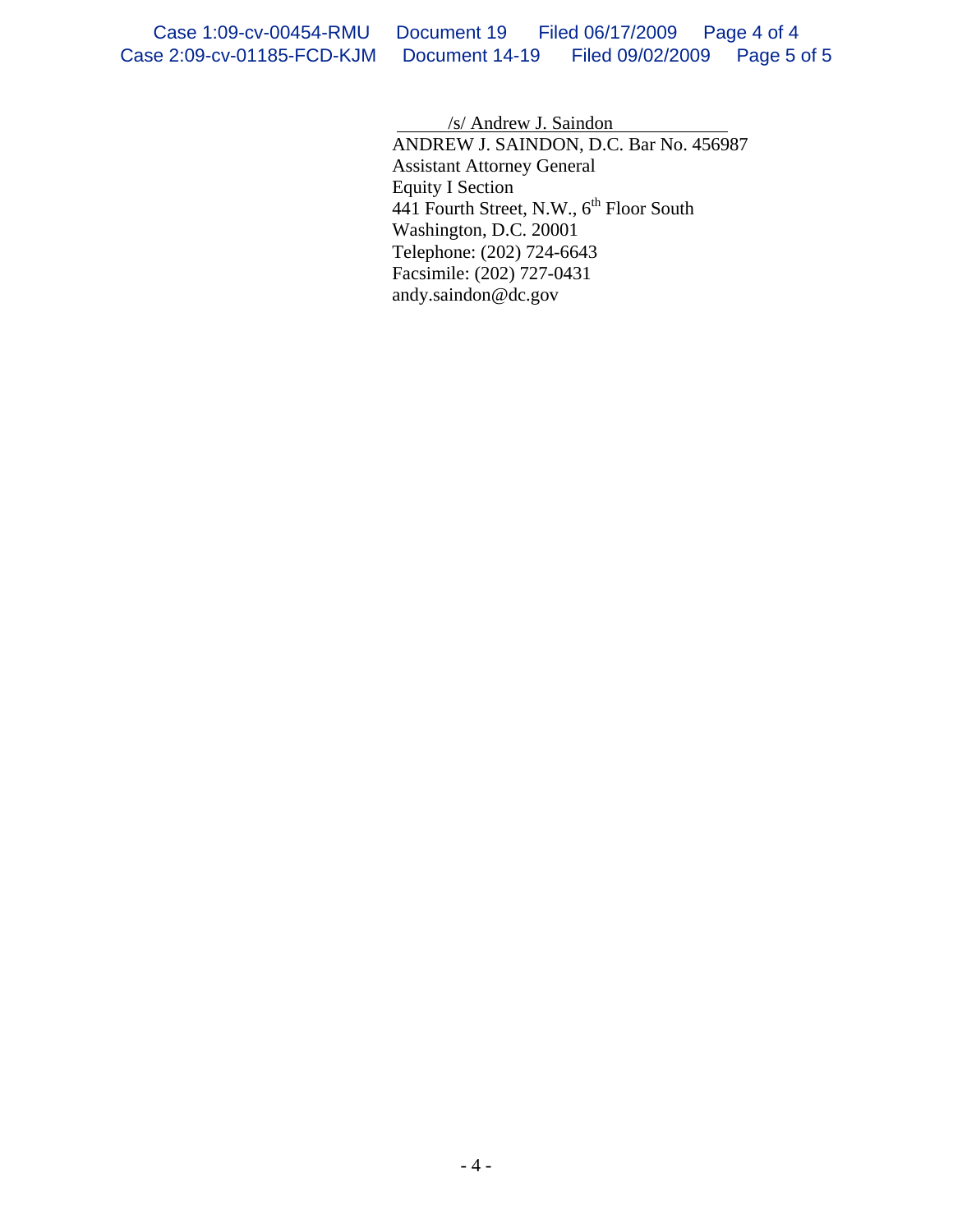/s/ Andrew J. Saindon

ANDREW J. SAINDON, D.C. Bar No. 456987
Assistant Attorney General
Equity I Section
441 Fourth Street, N.W., 6th Floor South
Washington, D.C. 20001
Telephone: (202) 724-6643
Facsimile: (202) 727-0431
andy.saindon@dc.gov